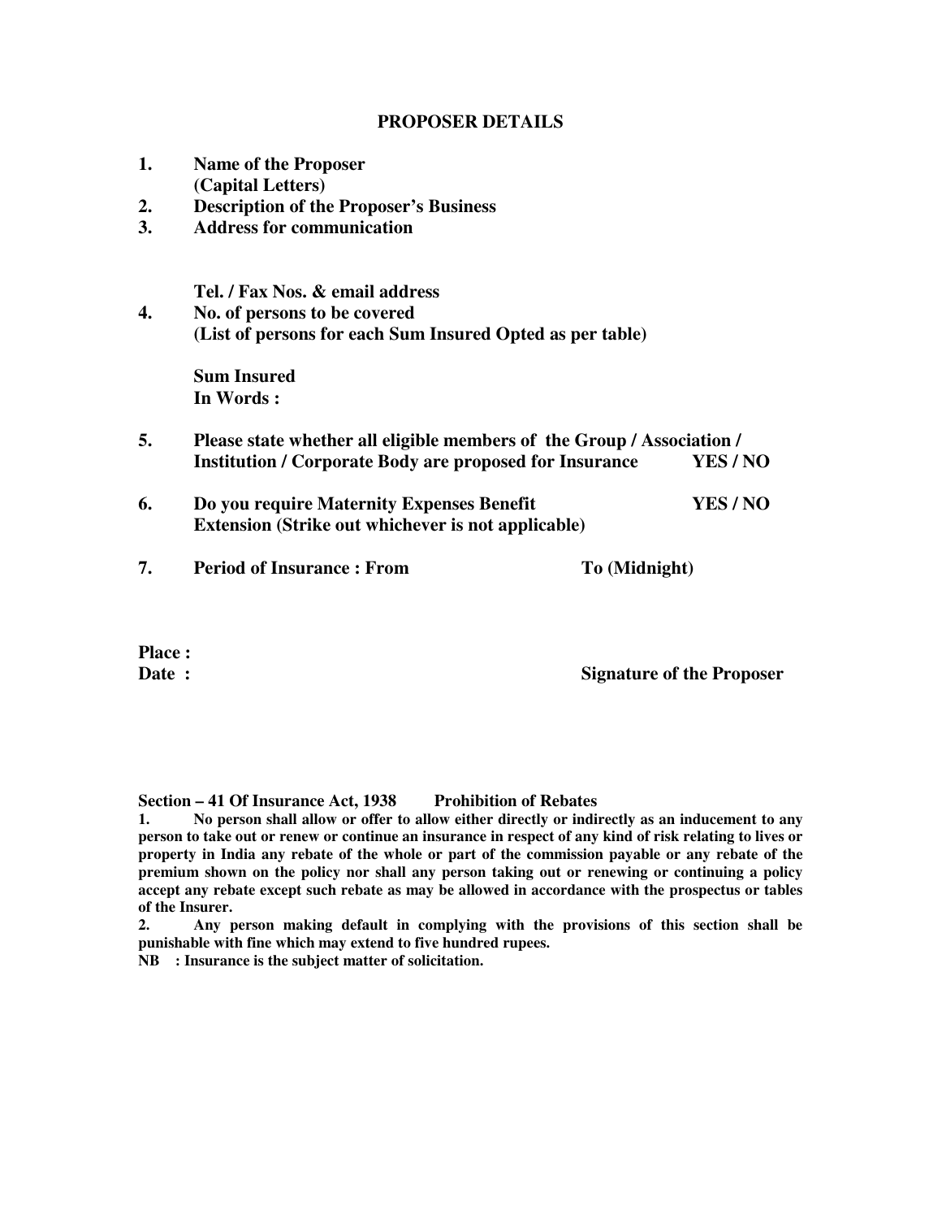## PROPOSER DETAILS

1. **Name of the Proposer (Capital Letters)**
2. **Description of the Proposer's Business**
3. **Address for communication**

   **Tel. / Fax Nos. & email address**
4. **No. of persons to be covered (List of persons for each Sum Insured Opted as per table)**

   **Sum Insured**
   **In Words :**

5. **Please state whether all eligible members of the Group / Association / Institution / Corporate Body are proposed for Insurance** **YES / NO**

6. **Do you require Maternity Expenses Benefit Extension (Strike out whichever is not applicable)** **YES / NO**

7. **Period of Insurance : From** **To (Midnight)**

**Place :**
**Date :**

**Signature of the Proposer**

**Section – 41 Of Insurance Act, 1938 Prohibition of Rebates**

**1. No person shall allow or offer to allow either directly or indirectly as an inducement to any person to take out or renew or continue an insurance in respect of any kind of risk relating to lives or property in India any rebate of the whole or part of the commission payable or any rebate of the premium shown on the policy nor shall any person taking out or renewing or continuing a policy accept any rebate except such rebate as may be allowed in accordance with the prospectus or tables of the Insurer.**

**2. Any person making default in complying with the provisions of this section shall be punishable with fine which may extend to five hundred rupees.**

**NB : Insurance is the subject matter of solicitation.**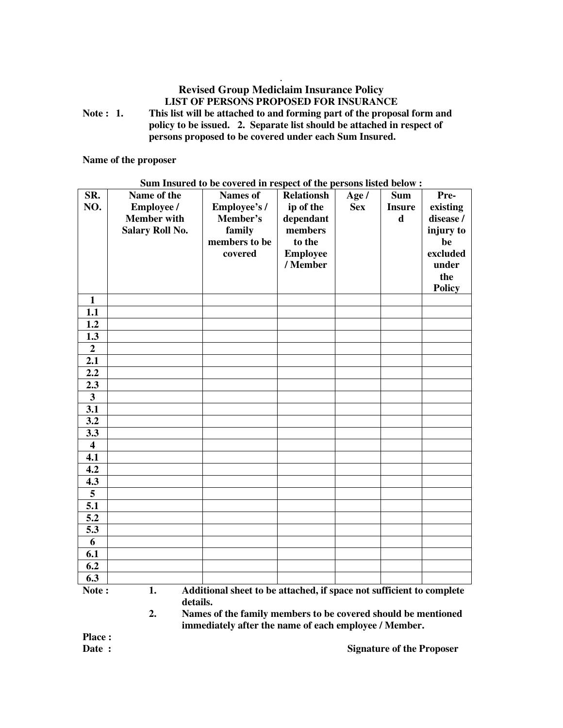## Revised Group Mediclaim Insurance Policy

### LIST OF PERSONS PROPOSED FOR INSURANCE

**Note : 1. This list will be attached to and forming part of the proposal form and policy to be issued. 2. Separate list should be attached in respect of persons proposed to be covered under each Sum Insured.**

**Name of the proposer**

**Sum Insured to be covered in respect of the persons listed below :**

| SR. NO. | Name of the Employee / Member with Salary Roll No. | Names of Employee's / Member's family members to be covered | Relationship of the dependant members to the Employee / Member | Age / Sex | Sum Insured | Pre-existing disease / injury to be excluded under the Policy |
|---|---|---|---|---|---|---|
| 1 | | | | | | |
| 1.1 | | | | | | |
| 1.2 | | | | | | |
| 1.3 | | | | | | |
| 2 | | | | | | |
| 2.1 | | | | | | |
| 2.2 | | | | | | |
| 2.3 | | | | | | |
| 3 | | | | | | |
| 3.1 | | | | | | |
| 3.2 | | | | | | |
| 3.3 | | | | | | |
| 4 | | | | | | |
| 4.1 | | | | | | |
| 4.2 | | | | | | |
| 4.3 | | | | | | |
| 5 | | | | | | |
| 5.1 | | | | | | |
| 5.2 | | | | | | |
| 5.3 | | | | | | |
| 6 | | | | | | |
| 6.1 | | | | | | |
| 6.2 | | | | | | |
| 6.3 | | | | | | |

**Note :**

1. **Additional sheet to be attached, if space not sufficient to complete details.**
2. **Names of the family members to be covered should be mentioned immediately after the name of each employee / Member.**

**Place :**

**Date :**

**Signature of the Proposer**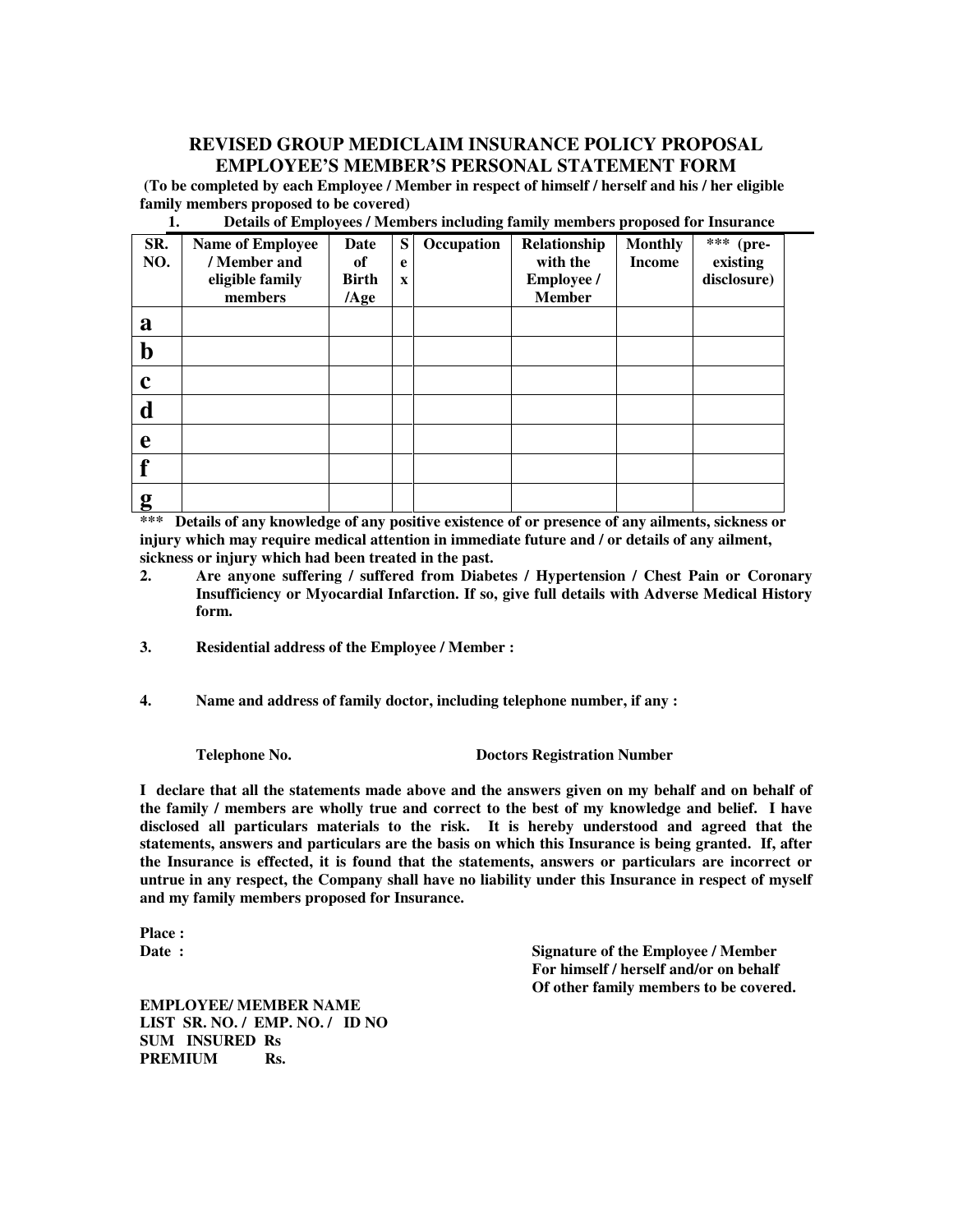# REVISED GROUP MEDICLAIM INSURANCE POLICY PROPOSAL
# EMPLOYEE'S MEMBER'S PERSONAL STATEMENT FORM

**(To be completed by each Employee / Member in respect of himself / herself and his / her eligible family members proposed to be covered)**

**1. Details of Employees / Members including family members proposed for Insurance**

| SR. NO. | Name of Employee / Member and eligible family members | Date of Birth /Age | Sex | Occupation | Relationship with the Employee / Member | Monthly Income | *** (pre-existing disclosure) |
|---|---|---|---|---|---|---|---|
| a | | | | | | | |
| b | | | | | | | |
| c | | | | | | | |
| d | | | | | | | |
| e | | | | | | | |
| f | | | | | | | |
| g | | | | | | | |

**\*\*\* Details of any knowledge of any positive existence of or presence of any ailments, sickness or injury which may require medical attention in immediate future and / or details of any ailment, sickness or injury which had been treated in the past.**

**2.** **Are anyone suffering / suffered from Diabetes / Hypertension / Chest Pain or Coronary Insufficiency or Myocardial Infarction. If so, give full details with Adverse Medical History form.**

**3.** **Residential address of the Employee / Member :**

**4.** **Name and address of family doctor, including telephone number, if any :**

**Telephone No.** **Doctors Registration Number**

**I declare that all the statements made above and the answers given on my behalf and on behalf of the family / members are wholly true and correct to the best of my knowledge and belief. I have disclosed all particulars materials to the risk. It is hereby understood and agreed that the statements, answers and particulars are the basis on which this Insurance is being granted. If, after the Insurance is effected, it is found that the statements, answers or particulars are incorrect or untrue in any respect, the Company shall have no liability under this Insurance in respect of myself and my family members proposed for Insurance.**

**Place :**
**Date :**

**Signature of the Employee / Member**
**For himself / herself and/or on behalf**
**Of other family members to be covered.**

**EMPLOYEE/ MEMBER NAME**
**LIST SR. NO. / EMP. NO. / ID NO**
**SUM INSURED Rs**
**PREMIUM Rs.**